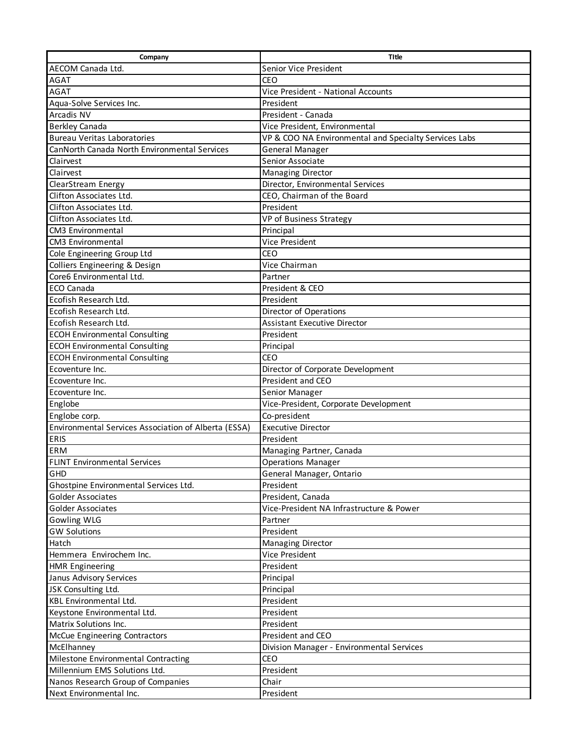| Company | TItle |
| --- | --- |
| AECOM Canada Ltd. | Senior Vice President |
| AGAT | CEO |
| AGAT | Vice President - National Accounts |
| Aqua-Solve Services Inc. | President |
| Arcadis NV | President - Canada |
| Berkley Canada | Vice President, Environmental |
| Bureau Veritas Laboratories | VP & COO NA Environmental and Specialty Services Labs |
| CanNorth Canada North Environmental Services | General Manager |
| Clairvest | Senior Associate |
| Clairvest | Managing Director |
| ClearStream Energy | Director, Environmental Services |
| Clifton Associates Ltd. | CEO, Chairman of the Board |
| Clifton Associates Ltd. | President |
| Clifton Associates Ltd. | VP of Business Strategy |
| CM3 Environmental | Principal |
| CM3 Environmental | Vice President |
| Cole Engineering Group Ltd | CEO |
| Colliers Engineering & Design | Vice Chairman |
| Core6 Environmental Ltd. | Partner |
| ECO Canada | President & CEO |
| Ecofish Research Ltd. | President |
| Ecofish Research Ltd. | Director of Operations |
| Ecofish Research Ltd. | Assistant Executive Director |
| ECOH Environmental Consulting | President |
| ECOH Environmental Consulting | Principal |
| ECOH Environmental Consulting | CEO |
| Ecoventure Inc. | Director of Corporate Development |
| Ecoventure Inc. | President and CEO |
| Ecoventure Inc. | Senior Manager |
| Englobe | Vice-President, Corporate Development |
| Englobe corp. | Co-president |
| Environmental Services Association of Alberta (ESSA) | Executive Director |
| ERIS | President |
| ERM | Managing Partner, Canada |
| FLINT Environmental Services | Operations Manager |
| GHD | General Manager, Ontario |
| Ghostpine Environmental Services Ltd. | President |
| Golder Associates | President, Canada |
| Golder Associates | Vice-President NA Infrastructure & Power |
| Gowling WLG | Partner |
| GW Solutions | President |
| Hatch | Managing Director |
| Hemmera Envirochem Inc. | Vice President |
| HMR Engineering | President |
| Janus Advisory Services | Principal |
| JSK Consulting Ltd. | Principal |
| KBL Environmental Ltd. | President |
| Keystone Environmental Ltd. | President |
| Matrix Solutions Inc. | President |
| McCue Engineering Contractors | President and CEO |
| McElhanney | Division Manager - Environmental Services |
| Milestone Environmental Contracting | CEO |
| Millennium EMS Solutions Ltd. | President |
| Nanos Research Group of Companies | Chair |
| Next Environmental Inc. | President |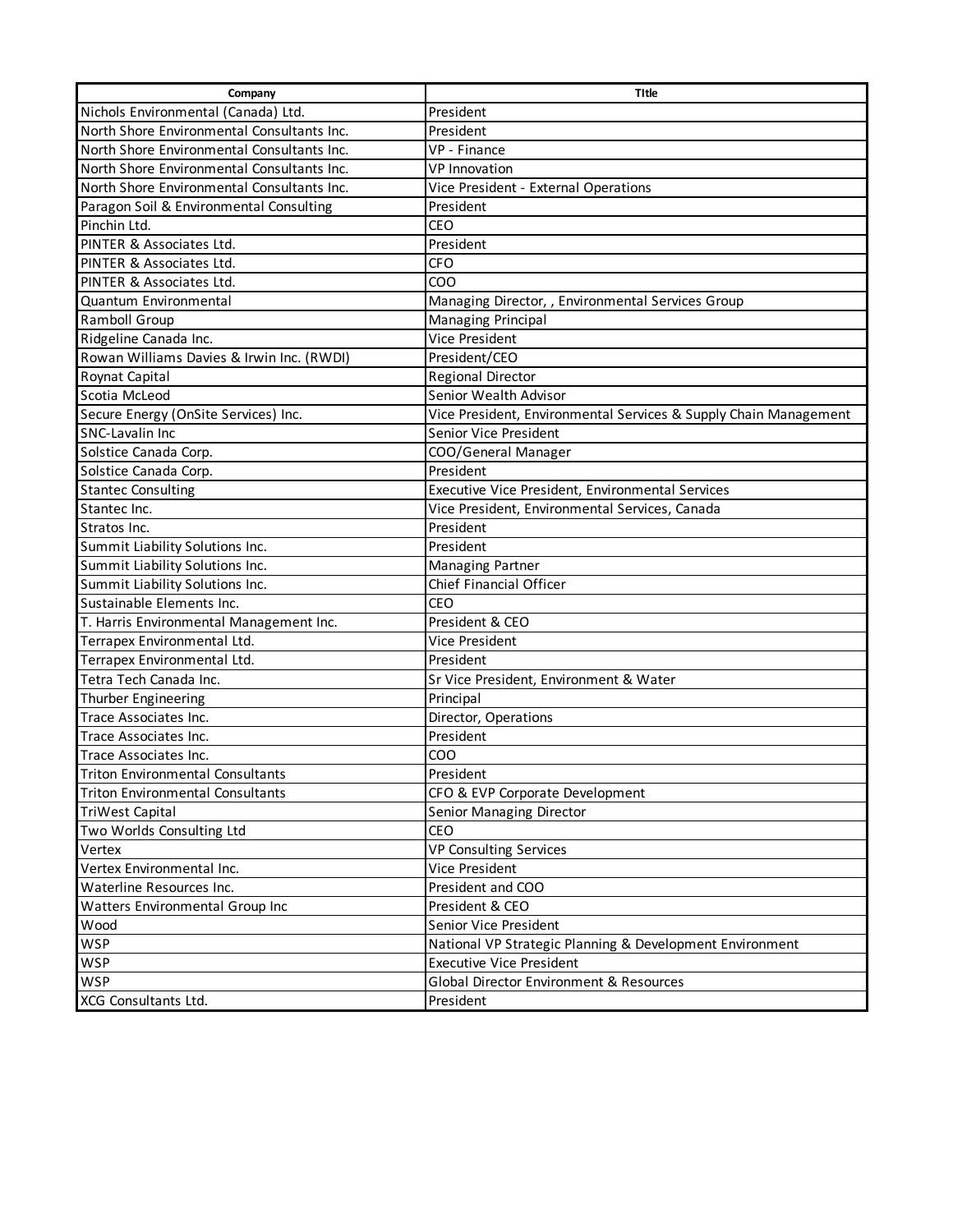| Company | TItle |
|---|---|
| Nichols Environmental (Canada) Ltd. | President |
| North Shore Environmental Consultants Inc. | President |
| North Shore Environmental Consultants Inc. | VP - Finance |
| North Shore Environmental Consultants Inc. | VP Innovation |
| North Shore Environmental Consultants Inc. | Vice President - External Operations |
| Paragon Soil & Environmental Consulting | President |
| Pinchin Ltd. | CEO |
| PINTER & Associates Ltd. | President |
| PINTER & Associates Ltd. | CFO |
| PINTER & Associates Ltd. | COO |
| Quantum Environmental | Managing Director, , Environmental Services Group |
| Ramboll Group | Managing Principal |
| Ridgeline Canada Inc. | Vice President |
| Rowan Williams Davies & Irwin Inc. (RWDI) | President/CEO |
| Roynat Capital | Regional Director |
| Scotia McLeod | Senior Wealth Advisor |
| Secure Energy (OnSite Services) Inc. | Vice President, Environmental Services & Supply Chain Management |
| SNC-Lavalin Inc | Senior Vice President |
| Solstice Canada Corp. | COO/General Manager |
| Solstice Canada Corp. | President |
| Stantec Consulting | Executive Vice President, Environmental Services |
| Stantec Inc. | Vice President, Environmental Services, Canada |
| Stratos Inc. | President |
| Summit Liability Solutions Inc. | President |
| Summit Liability Solutions Inc. | Managing Partner |
| Summit Liability Solutions Inc. | Chief Financial Officer |
| Sustainable Elements Inc. | CEO |
| T. Harris Environmental Management Inc. | President & CEO |
| Terrapex Environmental Ltd. | Vice President |
| Terrapex Environmental Ltd. | President |
| Tetra Tech Canada Inc. | Sr Vice President, Environment & Water |
| Thurber Engineering | Principal |
| Trace Associates Inc. | Director, Operations |
| Trace Associates Inc. | President |
| Trace Associates Inc. | COO |
| Triton Environmental Consultants | President |
| Triton Environmental Consultants | CFO & EVP Corporate Development |
| TriWest Capital | Senior Managing Director |
| Two Worlds Consulting Ltd | CEO |
| Vertex | VP Consulting Services |
| Vertex Environmental Inc. | Vice President |
| Waterline Resources Inc. | President and COO |
| Watters Environmental Group Inc | President & CEO |
| Wood | Senior Vice President |
| WSP | National VP Strategic Planning & Development Environment |
| WSP | Executive Vice President |
| WSP | Global Director Environment & Resources |
| XCG Consultants Ltd. | President |